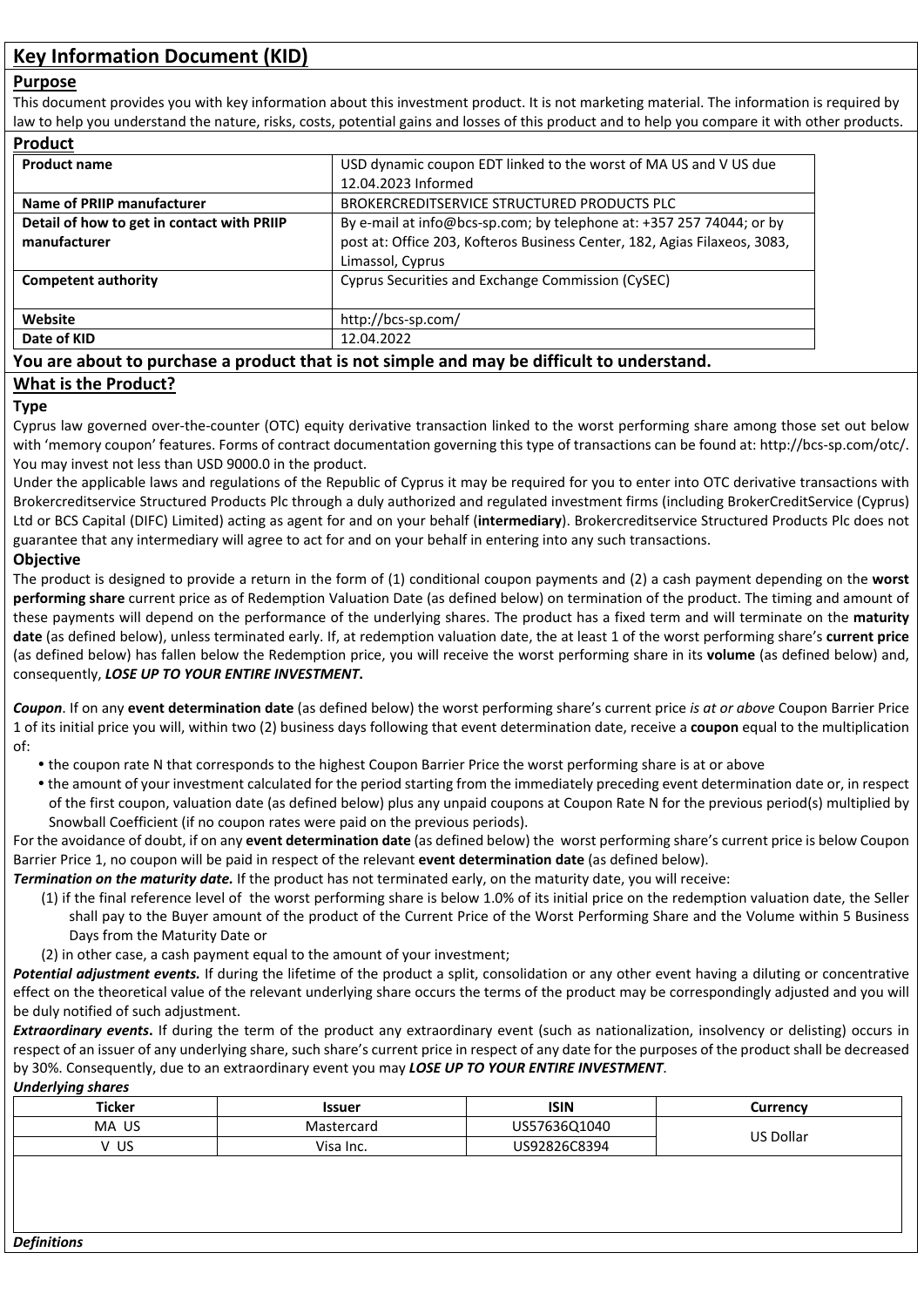# Key Information Document (KID)

## Purpose

This document provides you with key information about this investment product. It is not marketing material. The information is required by law to help you understand the nature, risks, costs, potential gains and losses of this product and to help you compare it with other products.

## Product

| **Product name** | USD dynamic coupon EDT linked to the worst of MA US and V US due 12.04.2023 Informed |
|---|---|
| **Name of PRIIP manufacturer** | BROKERCREDITSERVICE STRUCTURED PRODUCTS PLC |
| **Detail of how to get in contact with PRIIP manufacturer** | By e-mail at info@bcs-sp.com; by telephone at: +357 257 74044; or by post at: Office 203, Kofteros Business Center, 182, Agias Filaxeos, 3083, Limassol, Cyprus |
| **Competent authority** | Cyprus Securities and Exchange Commission (CySEC) |
| **Website** | http://bcs-sp.com/ |
| **Date of KID** | 12.04.2022 |

**You are about to purchase a product that is not simple and may be difficult to understand.**

## What is the Product?

### Type

Cyprus law governed over-the-counter (OTC) equity derivative transaction linked to the worst performing share among those set out below with 'memory coupon' features. Forms of contract documentation governing this type of transactions can be found at: http://bcs-sp.com/otc/. You may invest not less than USD 9000.0 in the product.

Under the applicable laws and regulations of the Republic of Cyprus it may be required for you to enter into OTC derivative transactions with Brokercreditservice Structured Products Plc through a duly authorized and regulated investment firms (including BrokerCreditService (Cyprus) Ltd or BCS Capital (DIFC) Limited) acting as agent for and on your behalf (**intermediary**). Brokercreditservice Structured Products Plc does not guarantee that any intermediary will agree to act for and on your behalf in entering into any such transactions.

### Objective

The product is designed to provide a return in the form of (1) conditional coupon payments and (2) a cash payment depending on the **worst performing share** current price as of Redemption Valuation Date (as defined below) on termination of the product. The timing and amount of these payments will depend on the performance of the underlying shares. The product has a fixed term and will terminate on the **maturity date** (as defined below), unless terminated early. If, at redemption valuation date, the at least 1 of the worst performing share's **current price** (as defined below) has fallen below the Redemption price, you will receive the worst performing share in its **volume** (as defined below) and, consequently, ***LOSE UP TO YOUR ENTIRE INVESTMENT***.

***Coupon***. If on any **event determination date** (as defined below) the worst performing share's current price *is at or above* Coupon Barrier Price 1 of its initial price you will, within two (2) business days following that event determination date, receive a **coupon** equal to the multiplication of:

- the coupon rate N that corresponds to the highest Coupon Barrier Price the worst performing share is at or above
- the amount of your investment calculated for the period starting from the immediately preceding event determination date or, in respect of the first coupon, valuation date (as defined below) plus any unpaid coupons at Coupon Rate N for the previous period(s) multiplied by Snowball Coefficient (if no coupon rates were paid on the previous periods).

For the avoidance of doubt, if on any **event determination date** (as defined below) the worst performing share's current price is below Coupon Barrier Price 1, no coupon will be paid in respect of the relevant **event determination date** (as defined below).

***Termination on the maturity date.*** If the product has not terminated early, on the maturity date, you will receive:

(1) if the final reference level of the worst performing share is below 1.0% of its initial price on the redemption valuation date, the Seller shall pay to the Buyer amount of the product of the Current Price of the Worst Performing Share and the Volume within 5 Business Days from the Maturity Date or

(2) in other case, a cash payment equal to the amount of your investment;

***Potential adjustment events.*** If during the lifetime of the product a split, consolidation or any other event having a diluting or concentrative effect on the theoretical value of the relevant underlying share occurs the terms of the product may be correspondingly adjusted and you will be duly notified of such adjustment.

***Extraordinary events***. If during the term of the product any extraordinary event (such as nationalization, insolvency or delisting) occurs in respect of an issuer of any underlying share, such share's current price in respect of any date for the purposes of the product shall be decreased by 30%. Consequently, due to an extraordinary event you may ***LOSE UP TO YOUR ENTIRE INVESTMENT***.

***Underlying shares***

| Ticker | Issuer | ISIN | Currency |
|---|---|---|---|
| MA US | Mastercard | US57636Q1040 | US Dollar |
| V US | Visa Inc. | US92826C8394 | |

***Definitions***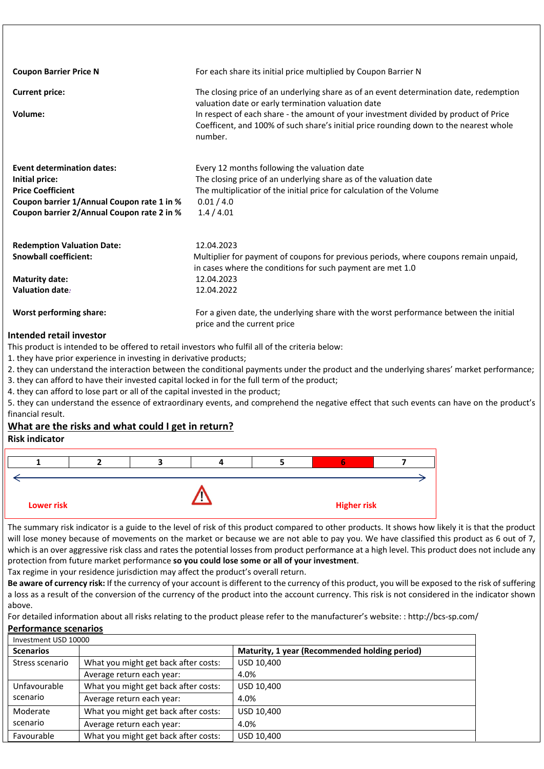| | |
|---|---|
| **Coupon Barrier Price N** | For each share its initial price multiplied by Coupon Barrier N |
| **Current price:** | The closing price of an underlying share as of an event determination date, redemption valuation date or early termination valuation date |
| **Volume:** | In respect of each share - the amount of your investment divided by product of Price Coefficent, and 100% of such share's initial price rounding down to the nearest whole number. |
| **Event determination dates:** | Every 12 months following the valuation date |
| **Initial price:** | The closing price of an underlying share as of the valuation date |
| **Price Coefficient** | The multiplicatior of the initial price for calculation of the Volume |
| **Coupon barrier 1/Annual Coupon rate 1 in %** | 0.01 / 4.0 |
| **Coupon barrier 2/Annual Coupon rate 2 in %** | 1.4 / 4.01 |
| **Redemption Valuation Date:** | 12.04.2023 |
| **Snowball coefficient:** | Multiplier for payment of coupons for previous periods, where coupons remain unpaid, in cases where the conditions for such payment are met 1.0 |
| **Maturity date:** | 12.04.2023 |
| **Valuation date:** | 12.04.2022 |
| **Worst performing share:** | For a given date, the underlying share with the worst performance between the initial price and the current price |

**Intended retail investor**

This product is intended to be offered to retail investors who fulfil all of the criteria below:

1. they have prior experience in investing in derivative products;
2. they can understand the interaction between the conditional payments under the product and the underlying shares' market performance;
3. they can afford to have their invested capital locked in for the full term of the product;
4. they can afford to lose part or all of the capital invested in the product;
5. they can understand the essence of extraordinary events, and comprehend the negative effect that such events can have on the product's financial result.

## What are the risks and what could I get in return?

**Risk indicator**

| 1 | 2 | 3 | 4 | 5 | **6** | 7 |
|---|---|---|---|---|---|---|

Lower risk ⚠ Higher risk

The summary risk indicator is a guide to the level of risk of this product compared to other products. It shows how likely it is that the product will lose money because of movements on the market or because we are not able to pay you. We have classified this product as 6 out of 7, which is an over aggressive risk class and rates the potential losses from product performance at a high level. This product does not include any protection from future market performance **so you could lose some or all of your investment**.

Tax regime in your residence jurisdiction may affect the product's overall return.

**Be aware of currency risk:** If the currency of your account is different to the currency of this product, you will be exposed to the risk of suffering a loss as a result of the conversion of the currency of the product into the account currency. This risk is not considered in the indicator shown above.

For detailed information about all risks relating to the product please refer to the manufacturer's website: : http://bcs-sp.com/

**Performance scenarios**

| Investment USD 10000 | | |
|---|---|---|
| **Scenarios** | | **Maturity, 1 year (Recommended holding period)** |
| Stress scenario | What you might get back after costs: | USD 10,400 |
| | Average return each year: | 4.0% |
| Unfavourable scenario | What you might get back after costs: | USD 10,400 |
| | Average return each year: | 4.0% |
| Moderate scenario | What you might get back after costs: | USD 10,400 |
| | Average return each year: | 4.0% |
| Favourable | What you might get back after costs: | USD 10,400 |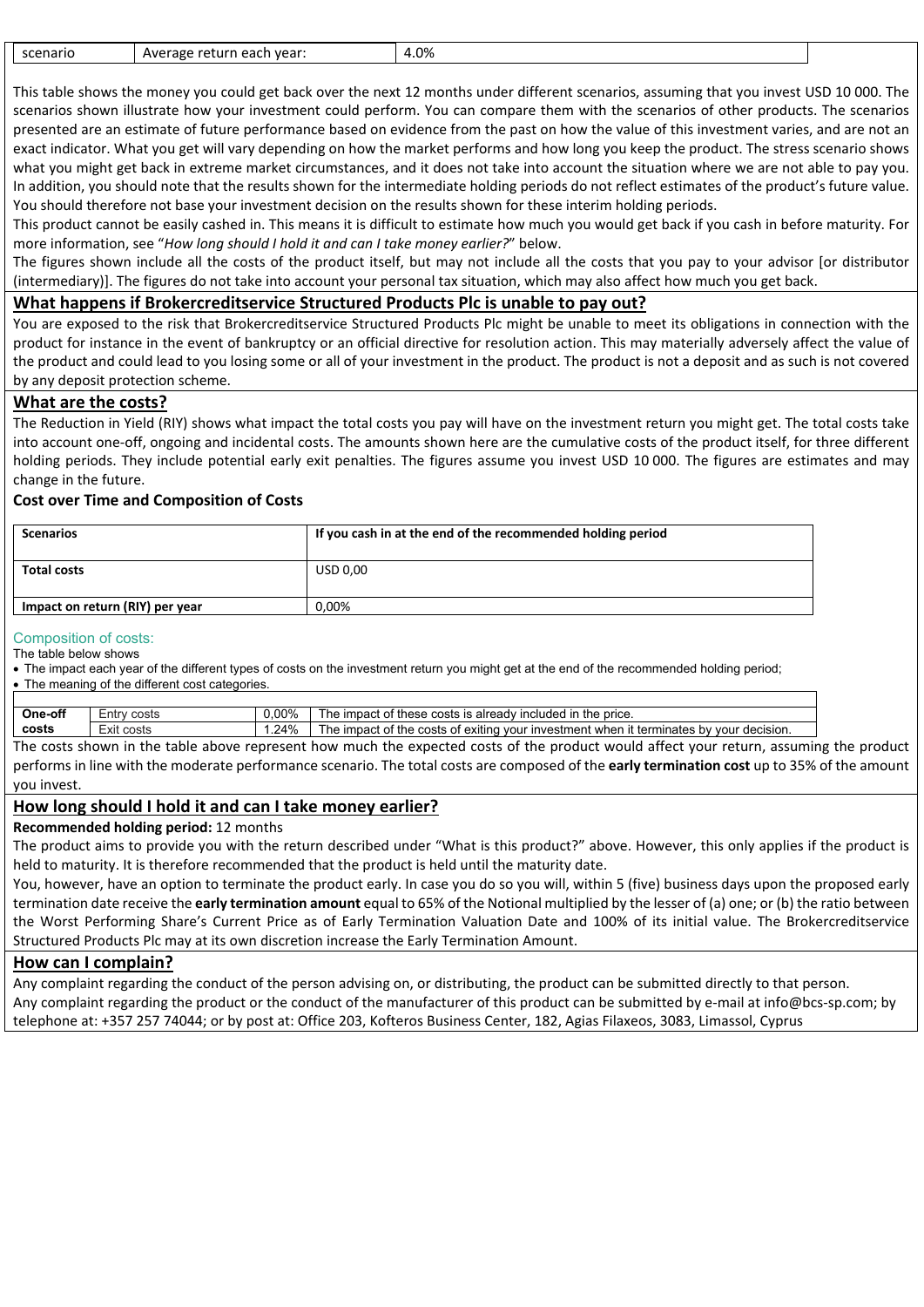| | | |
|---|---|---|
| scenario | Average return each year: | 4.0% |

This table shows the money you could get back over the next 12 months under different scenarios, assuming that you invest USD 10 000. The scenarios shown illustrate how your investment could perform. You can compare them with the scenarios of other products. The scenarios presented are an estimate of future performance based on evidence from the past on how the value of this investment varies, and are not an exact indicator. What you get will vary depending on how the market performs and how long you keep the product. The stress scenario shows what you might get back in extreme market circumstances, and it does not take into account the situation where we are not able to pay you. In addition, you should note that the results shown for the intermediate holding periods do not reflect estimates of the product's future value. You should therefore not base your investment decision on the results shown for these interim holding periods.

This product cannot be easily cashed in. This means it is difficult to estimate how much you would get back if you cash in before maturity. For more information, see "*How long should I hold it and can I take money earlier?*" below.

The figures shown include all the costs of the product itself, but may not include all the costs that you pay to your advisor [or distributor (intermediary)]. The figures do not take into account your personal tax situation, which may also affect how much you get back.

## What happens if Brokercreditservice Structured Products Plc is unable to pay out?

You are exposed to the risk that Brokercreditservice Structured Products Plc might be unable to meet its obligations in connection with the product for instance in the event of bankruptcy or an official directive for resolution action. This may materially adversely affect the value of the product and could lead to you losing some or all of your investment in the product. The product is not a deposit and as such is not covered by any deposit protection scheme.

## What are the costs?

The Reduction in Yield (RIY) shows what impact the total costs you pay will have on the investment return you might get. The total costs take into account one-off, ongoing and incidental costs. The amounts shown here are the cumulative costs of the product itself, for three different holding periods. They include potential early exit penalties. The figures assume you invest USD 10 000. The figures are estimates and may change in the future.

### Cost over Time and Composition of Costs

| Scenarios | If you cash in at the end of the recommended holding period |
|---|---|
| **Total costs** | USD 0,00 |
| **Impact on return (RIY) per year** | 0,00% |

Composition of costs:

The table below shows

- The impact each year of the different types of costs on the investment return you might get at the end of the recommended holding period;
- The meaning of the different cost categories.

| | | | |
|---|---|---|---|
| **One-off costs** | Entry costs | 0,00% | The impact of these costs is already included in the price. |
| | Exit costs | 1.24% | The impact of the costs of exiting your investment when it terminates by your decision. |

The costs shown in the table above represent how much the expected costs of the product would affect your return, assuming the product performs in line with the moderate performance scenario. The total costs are composed of the **early termination cost** up to 35% of the amount you invest.

## How long should I hold it and can I take money earlier?

**Recommended holding period:** 12 months

The product aims to provide you with the return described under "What is this product?" above. However, this only applies if the product is held to maturity. It is therefore recommended that the product is held until the maturity date.

You, however, have an option to terminate the product early. In case you do so you will, within 5 (five) business days upon the proposed early termination date receive the **early termination amount** equal to 65% of the Notional multiplied by the lesser of (a) one; or (b) the ratio between the Worst Performing Share's Current Price as of Early Termination Valuation Date and 100% of its initial value. The Brokercreditservice Structured Products Plc may at its own discretion increase the Early Termination Amount.

## How can I complain?

Any complaint regarding the conduct of the person advising on, or distributing, the product can be submitted directly to that person.

Any complaint regarding the product or the conduct of the manufacturer of this product can be submitted by e-mail at info@bcs-sp.com; by telephone at: +357 257 74044; or by post at: Office 203, Kofteros Business Center, 182, Agias Filaxeos, 3083, Limassol, Cyprus